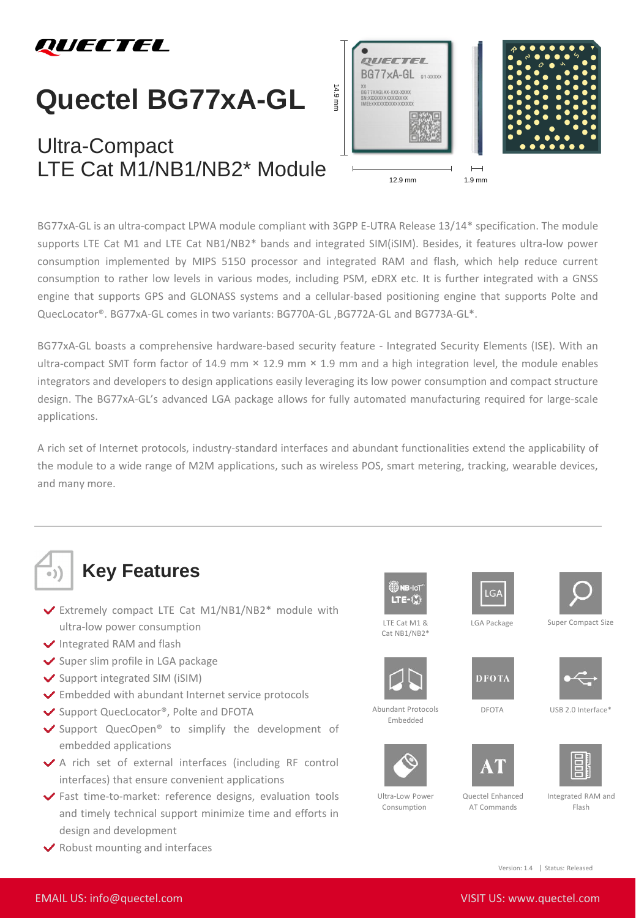# Quectel BG77xA-GL

## Ultra-Compact LTE Cat M1/NB1/NB2* Module

14.9 mm

12.9 mm

1.9 mm

BG77xA-GL is an ultra-compact LPWA module compliant with 3GPP E-UTRA Release 13/14* specification. The module supports LTE Cat M1 and LTE Cat NB1/NB2* bands and integrated SIM(iSIM). Besides, it features ultra-low power consumption implemented by MIPS 5150 processor and integrated RAM and flash, which help reduce current consumption to rather low levels in various modes, including PSM, eDRX etc. It is further integrated with a GNSS engine that supports GPS and GLONASS systems and a cellular-based positioning engine that supports Polte and QuecLocator®. BG77xA-GL comes in two variants: BG770A-GL ,BG772A-GL and BG773A-GL*.

BG77xA-GL boasts a comprehensive hardware-based security feature - Integrated Security Elements (ISE). With an ultra-compact SMT form factor of 14.9 mm × 12.9 mm × 1.9 mm and a high integration level, the module enables integrators and developers to design applications easily leveraging its low power consumption and compact structure design. The BG77xA-GL's advanced LGA package allows for fully automated manufacturing required for large-scale applications.

A rich set of Internet protocols, industry-standard interfaces and abundant functionalities extend the applicability of the module to a wide range of M2M applications, such as wireless POS, smart metering, tracking, wearable devices, and many more.

## Key Features

- Extremely compact LTE Cat M1/NB1/NB2* module with ultra-low power consumption
- Integrated RAM and flash
- Super slim profile in LGA package
- Support integrated SIM (iSIM)
- Embedded with abundant Internet service protocols
- Support QuecLocator®, Polte and DFOTA
- Support QuecOpen® to simplify the development of embedded applications
- A rich set of external interfaces (including RF control interfaces) that ensure convenient applications
- Fast time-to-market: reference designs, evaluation tools and timely technical support minimize time and efforts in design and development
- Robust mounting and interfaces

LTE Cat M1 & Cat NB1/NB2*

LGA Package

Super Compact Size

Abundant Protocols Embedded

DFOTA

USB 2.0 Interface*

Ultra-Low Power Consumption

Quectel Enhanced AT Commands

Integrated RAM and Flash

Version: 1.4 | Status: Released

EMAIL US: info@quectel.com

VISIT US: www.quectel.com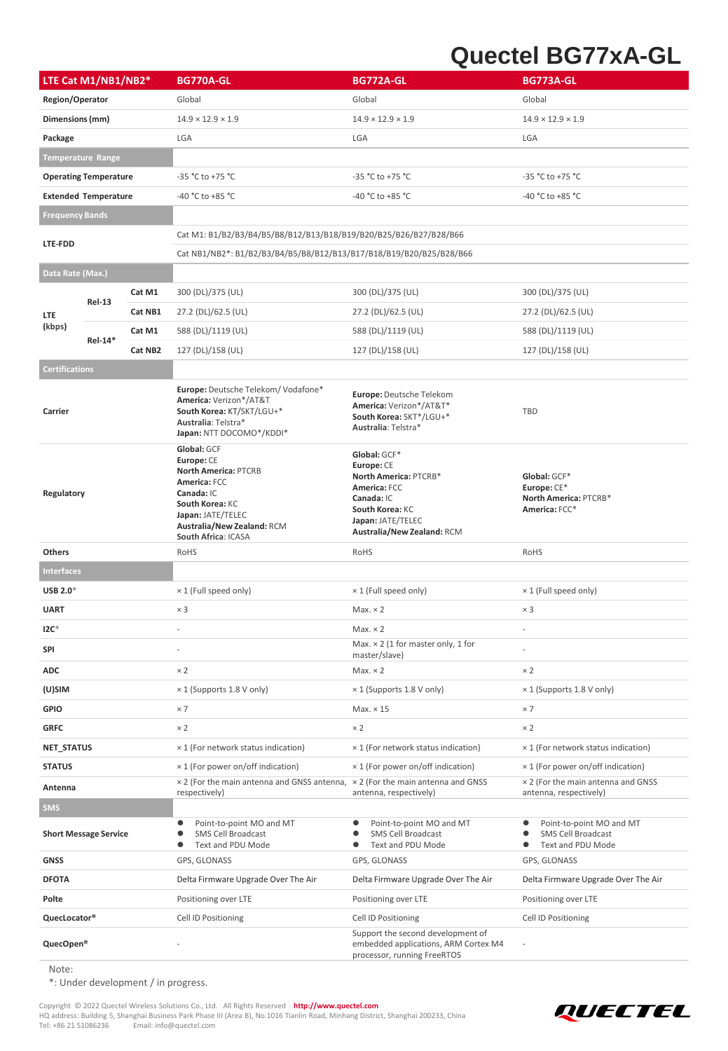# Quectel BG77xA-GL

| LTE Cat M1/NB1/NB2* | | | BG770A-GL | BG772A-GL | BG773A-GL |
|---|---|---|---|---|---|
| **Region/Operator** | | | Global | Global | Global |
| **Dimensions (mm)** | | | 14.9 × 12.9 × 1.9 | 14.9 × 12.9 × 1.9 | 14.9 × 12.9 × 1.9 |
| **Package** | | | LGA | LGA | LGA |
| **Temperature Range** | | | | | |
| **Operating Temperature** | | | -35 °C to +75 °C | -35 °C to +75 °C | -35 °C to +75 °C |
| **Extended Temperature** | | | -40 °C to +85 °C | -40 °C to +85 °C | -40 °C to +85 °C |
| **Frequency Bands** | | | | | |
| **LTE-FDD** | | | Cat M1: B1/B2/B3/B4/B5/B8/B12/B13/B18/B19/B20/B25/B26/B27/B28/B66 | | |
| | | | Cat NB1/NB2*: B1/B2/B3/B4/B5/B8/B12/B13/B17/B18/B19/B20/B25/B28/B66 | | |
| **Data Rate (Max.)** | | | | | |
| **LTE (kbps)** | **Rel-13** | **Cat M1** | 300 (DL)/375 (UL) | 300 (DL)/375 (UL) | 300 (DL)/375 (UL) |
| | | **Cat NB1** | 27.2 (DL)/62.5 (UL) | 27.2 (DL)/62.5 (UL) | 27.2 (DL)/62.5 (UL) |
| | **Rel-14*** | **Cat M1** | 588 (DL)/1119 (UL) | 588 (DL)/1119 (UL) | 588 (DL)/1119 (UL) |
| | | **Cat NB2** | 127 (DL)/158 (UL) | 127 (DL)/158 (UL) | 127 (DL)/158 (UL) |
| **Certifications** | | | | | |
| **Carrier** | | | **Europe:** Deutsche Telekom/ Vodafone*<br>**America:** Verizon*/AT&T<br>**South Korea:** KT/SKT/LGU+*<br>**Australia**: Telstra*<br>**Japan:** NTT DOCOMO*/KDDI* | **Europe:** Deutsche Telekom<br>**America:** Verizon*/AT&T*<br>**South Korea:** SKT*/LGU+*<br>**Australia**: Telstra* | TBD |
| **Regulatory** | | | **Global:** GCF<br>**Europe:** CE<br>**North America:** PTCRB<br>**America:** FCC<br>**Canada:** IC<br>**South Korea:** KC<br>**Japan:** JATE/TELEC<br>**Australia/New Zealand:** RCM<br>**South Africa**: ICASA | **Global:** GCF*<br>**Europe:** CE<br>**North America:** PTCRB*<br>**America:** FCC<br>**Canada:** IC<br>**South Korea:** KC<br>**Japan:** JATE/TELEC<br>**Australia/New Zealand:** RCM | **Global:** GCF*<br>**Europe:** CE*<br>**North America:** PTCRB*<br>**America:** FCC* |
| **Others** | | | RoHS | RoHS | RoHS |
| **Interfaces** | | | | | |
| **USB 2.0*** | | | × 1 (Full speed only) | × 1 (Full speed only) | × 1 (Full speed only) |
| **UART** | | | × 3 | Max. × 2 | × 3 |
| **I2C*** | | | - | Max. × 2 | - |
| **SPI** | | | - | Max. × 2 (1 for master only, 1 for master/slave) | - |
| **ADC** | | | × 2 | Max. × 2 | × 2 |
| **(U)SIM** | | | × 1 (Supports 1.8 V only) | × 1 (Supports 1.8 V only) | × 1 (Supports 1.8 V only) |
| **GPIO** | | | × 7 | Max. × 15 | × 7 |
| **GRFC** | | | × 2 | × 2 | × 2 |
| **NET_STATUS** | | | × 1 (For network status indication) | × 1 (For network status indication) | × 1 (For network status indication) |
| **STATUS** | | | × 1 (For power on/off indication) | × 1 (For power on/off indication) | × 1 (For power on/off indication) |
| **Antenna** | | | × 2 (For the main antenna and GNSS antenna, respectively) | × 2 (For the main antenna and GNSS antenna, respectively) | × 2 (For the main antenna and GNSS antenna, respectively) |
| **SMS** | | | | | |
| **Short Message Service** | | | ● Point-to-point MO and MT<br>● SMS Cell Broadcast<br>● Text and PDU Mode | ● Point-to-point MO and MT<br>● SMS Cell Broadcast<br>● Text and PDU Mode | ● Point-to-point MO and MT<br>● SMS Cell Broadcast<br>● Text and PDU Mode |
| **GNSS** | | | GPS, GLONASS | GPS, GLONASS | GPS, GLONASS |
| **DFOTA** | | | Delta Firmware Upgrade Over The Air | Delta Firmware Upgrade Over The Air | Delta Firmware Upgrade Over The Air |
| **Polte** | | | Positioning over LTE | Positioning over LTE | Positioning over LTE |
| **QuecLocator®** | | | Cell ID Positioning | Cell ID Positioning | Cell ID Positioning |
| **QuecOpen®** | | | - | Support the second development of embedded applications, ARM Cortex M4 processor, running FreeRTOS | - |

Note:
*: Under development / in progress.

Copyright © 2022 Quectel Wireless Solutions Co., Ltd. All Rights Reserved http://www.quectel.com
HQ address: Building 5, Shanghai Business Park Phase III (Area B), No.1016 Tianlin Road, Minhang District, Shanghai 200233, China
Tel: +86 21 51086236 Email: info@quectel.com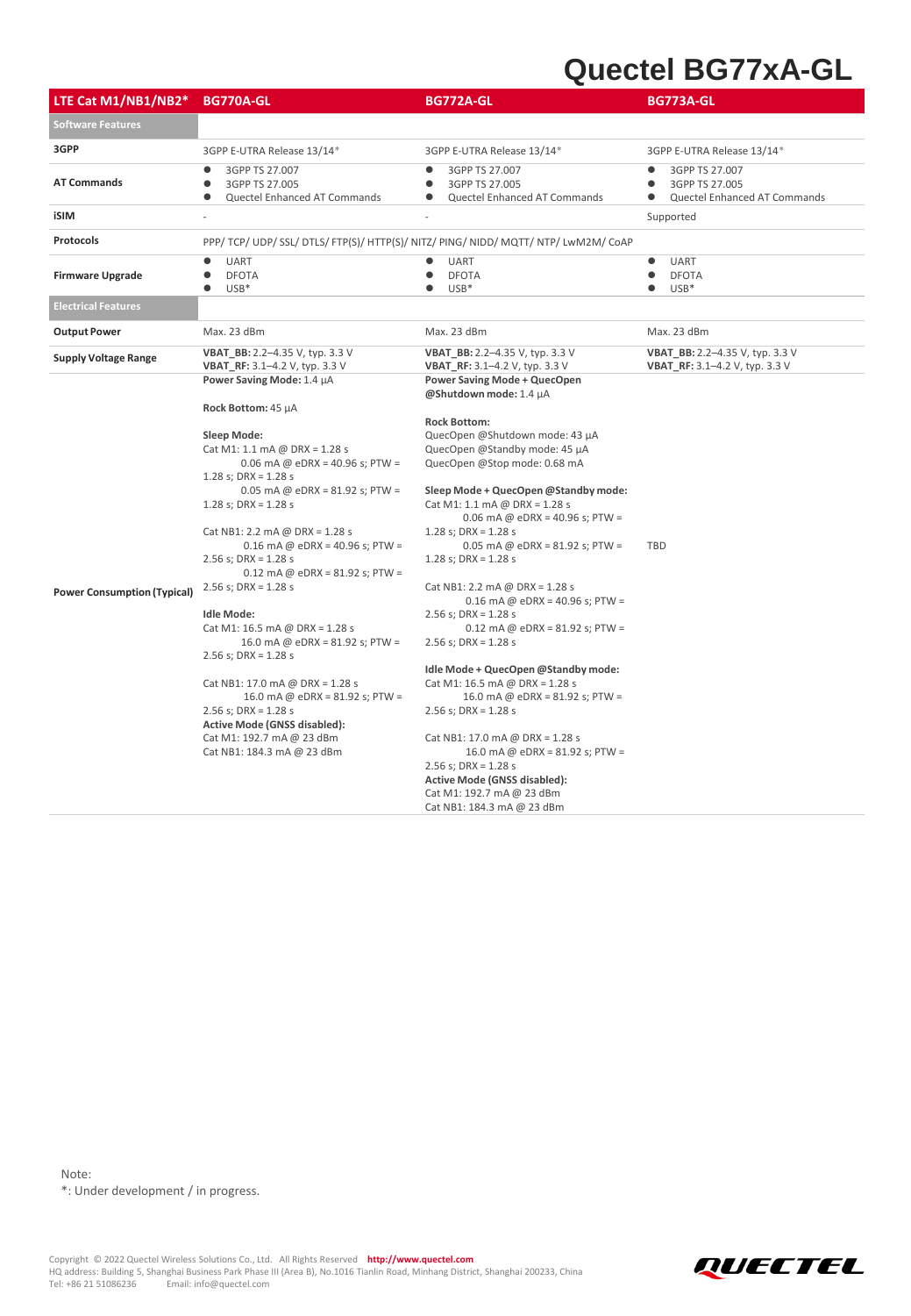# Quectel BG77xA-GL

| LTE Cat M1/NB1/NB2* | BG770A-GL | BG772A-GL | BG773A-GL |
|---|---|---|---|
| **Software Features** | | | |
| **3GPP** | 3GPP E-UTRA Release 13/14* | 3GPP E-UTRA Release 13/14* | 3GPP E-UTRA Release 13/14* |
| **AT Commands** | ● 3GPP TS 27.007<br>● 3GPP TS 27.005<br>● Quectel Enhanced AT Commands | ● 3GPP TS 27.007<br>● 3GPP TS 27.005<br>● Quectel Enhanced AT Commands | ● 3GPP TS 27.007<br>● 3GPP TS 27.005<br>● Quectel Enhanced AT Commands |
| **iSIM** | - | - | Supported |
| **Protocols** | PPP/ TCP/ UDP/ SSL/ DTLS/ FTP(S)/ HTTP(S)/ NITZ/ PING/ NIDD/ MQTT/ NTP/ LwM2M/ CoAP | | |
| **Firmware Upgrade** | ● UART<br>● DFOTA<br>● USB* | ● UART<br>● DFOTA<br>● USB* | ● UART<br>● DFOTA<br>● USB* |
| **Electrical Features** | | | |
| **Output Power** | Max. 23 dBm | Max. 23 dBm | Max. 23 dBm |
| **Supply Voltage Range** | **VBAT_BB:** 2.2–4.35 V, typ. 3.3 V<br>**VBAT_RF:** 3.1–4.2 V, typ. 3.3 V | **VBAT_BB:** 2.2–4.35 V, typ. 3.3 V<br>**VBAT_RF:** 3.1–4.2 V, typ. 3.3 V | **VBAT_BB:** 2.2–4.35 V, typ. 3.3 V<br>**VBAT_RF:** 3.1–4.2 V, typ. 3.3 V |
| **Power Consumption (Typical)** | **Power Saving Mode:** 1.4 µA<br><br>**Rock Bottom:** 45 µA<br><br>**Sleep Mode:**<br>Cat M1: 1.1 mA @ DRX = 1.28 s<br>0.06 mA @ eDRX = 40.96 s; PTW = 1.28 s; DRX = 1.28 s<br>0.05 mA @ eDRX = 81.92 s; PTW = 1.28 s; DRX = 1.28 s<br><br>Cat NB1: 2.2 mA @ DRX = 1.28 s<br>0.16 mA @ eDRX = 40.96 s; PTW = 2.56 s; DRX = 1.28 s<br>0.12 mA @ eDRX = 81.92 s; PTW = 2.56 s; DRX = 1.28 s<br><br>**Idle Mode:**<br>Cat M1: 16.5 mA @ DRX = 1.28 s<br>16.0 mA @ eDRX = 81.92 s; PTW = 2.56 s; DRX = 1.28 s<br><br>Cat NB1: 17.0 mA @ DRX = 1.28 s<br>16.0 mA @ eDRX = 81.92 s; PTW = 2.56 s; DRX = 1.28 s<br>**Active Mode (GNSS disabled):**<br>Cat M1: 192.7 mA @ 23 dBm<br>Cat NB1: 184.3 mA @ 23 dBm | **Power Saving Mode + QuecOpen @Shutdown mode:** 1.4 µA<br><br>**Rock Bottom:**<br>QuecOpen @Shutdown mode: 43 µA<br>QuecOpen @Standby mode: 45 µA<br>QuecOpen @Stop mode: 0.68 mA<br><br>**Sleep Mode + QuecOpen @Standby mode:**<br>Cat M1: 1.1 mA @ DRX = 1.28 s<br>0.06 mA @ eDRX = 40.96 s; PTW = 1.28 s; DRX = 1.28 s<br>0.05 mA @ eDRX = 81.92 s; PTW = 1.28 s; DRX = 1.28 s<br><br>Cat NB1: 2.2 mA @ DRX = 1.28 s<br>0.16 mA @ eDRX = 40.96 s; PTW = 2.56 s; DRX = 1.28 s<br>0.12 mA @ eDRX = 81.92 s; PTW = 2.56 s; DRX = 1.28 s<br><br>**Idle Mode + QuecOpen @Standby mode:**<br>Cat M1: 16.5 mA @ DRX = 1.28 s<br>16.0 mA @ eDRX = 81.92 s; PTW = 2.56 s; DRX = 1.28 s<br><br>Cat NB1: 17.0 mA @ DRX = 1.28 s<br>16.0 mA @ eDRX = 81.92 s; PTW = 2.56 s; DRX = 1.28 s<br>**Active Mode (GNSS disabled):**<br>Cat M1: 192.7 mA @ 23 dBm<br>Cat NB1: 184.3 mA @ 23 dBm | TBD |

Note:
*: Under development / in progress.

Copyright © 2022 Quectel Wireless Solutions Co., Ltd. All Rights Reserved **http://www.quectel.com**
HQ address: Building 5, Shanghai Business Park Phase III (Area B), No.1016 Tianlin Road, Minhang District, Shanghai 200233, China
Tel: +86 21 51086236 Email: info@quectel.com